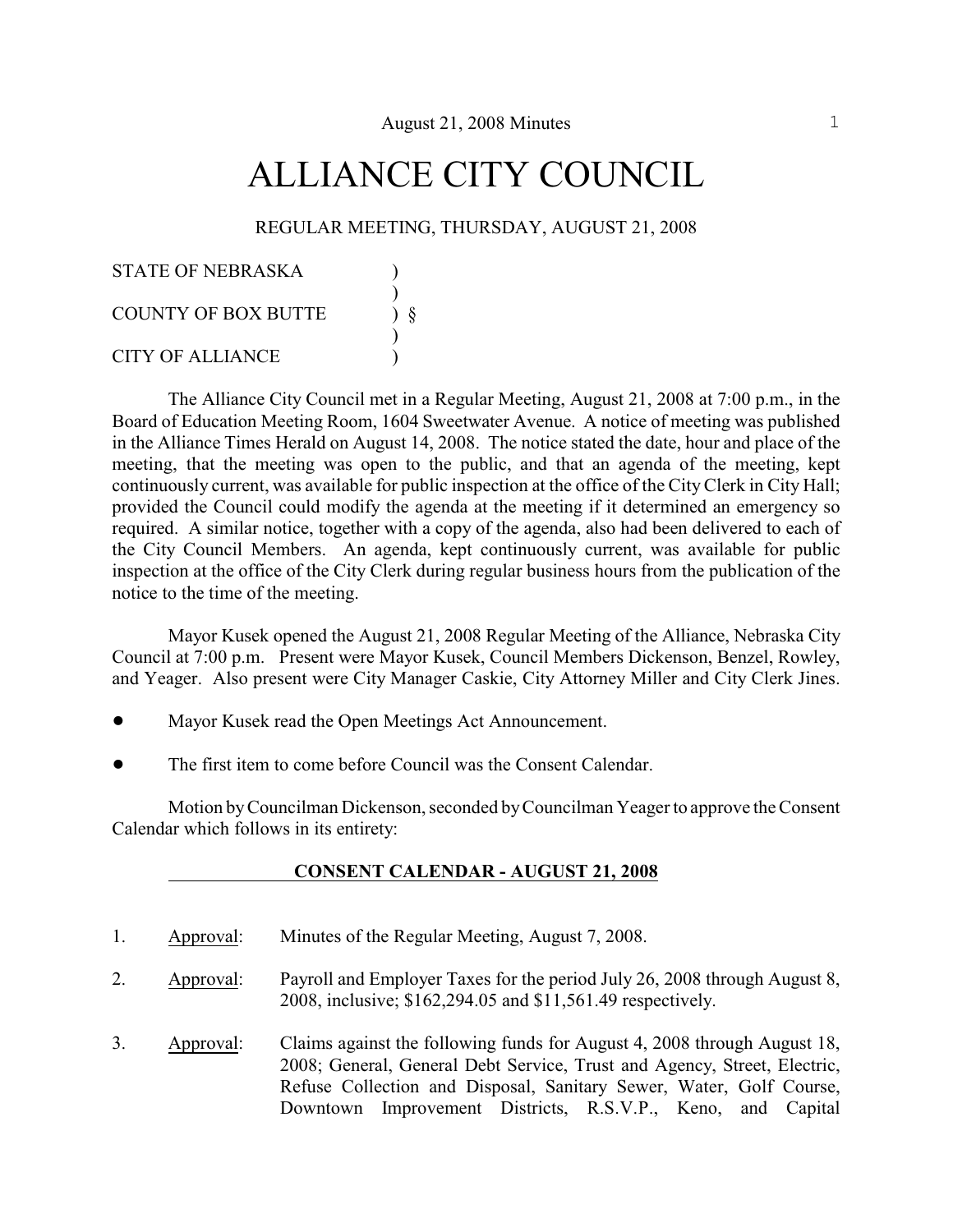# ALLIANCE CITY COUNCIL

REGULAR MEETING, THURSDAY, AUGUST 21, 2008

STATE OF NEBRASKA )  
)  
COUNTY OF BOX BUTTE ) §  
)  
CITY OF ALLIANCE )

The Alliance City Council met in a Regular Meeting, August 21, 2008 at 7:00 p.m., in the Board of Education Meeting Room, 1604 Sweetwater Avenue. A notice of meeting was published in the Alliance Times Herald on August 14, 2008. The notice stated the date, hour and place of the meeting, that the meeting was open to the public, and that an agenda of the meeting, kept continuously current, was available for public inspection at the office of the City Clerk in City Hall; provided the Council could modify the agenda at the meeting if it determined an emergency so required. A similar notice, together with a copy of the agenda, also had been delivered to each of the City Council Members. An agenda, kept continuously current, was available for public inspection at the office of the City Clerk during regular business hours from the publication of the notice to the time of the meeting.

Mayor Kusek opened the August 21, 2008 Regular Meeting of the Alliance, Nebraska City Council at 7:00 p.m. Present were Mayor Kusek, Council Members Dickenson, Benzel, Rowley, and Yeager. Also present were City Manager Caskie, City Attorney Miller and City Clerk Jines.

- Mayor Kusek read the Open Meetings Act Announcement.
- The first item to come before Council was the Consent Calendar.

Motion by Councilman Dickenson, seconded by Councilman Yeager to approve the Consent Calendar which follows in its entirety:

**CONSENT CALENDAR - AUGUST 21, 2008**

1. Approval: Minutes of the Regular Meeting, August 7, 2008.

2. Approval: Payroll and Employer Taxes for the period July 26, 2008 through August 8, 2008, inclusive; $162,294.05 and $11,561.49 respectively.

3. Approval: Claims against the following funds for August 4, 2008 through August 18, 2008; General, General Debt Service, Trust and Agency, Street, Electric, Refuse Collection and Disposal, Sanitary Sewer, Water, Golf Course, Downtown Improvement Districts, R.S.V.P., Keno, and Capital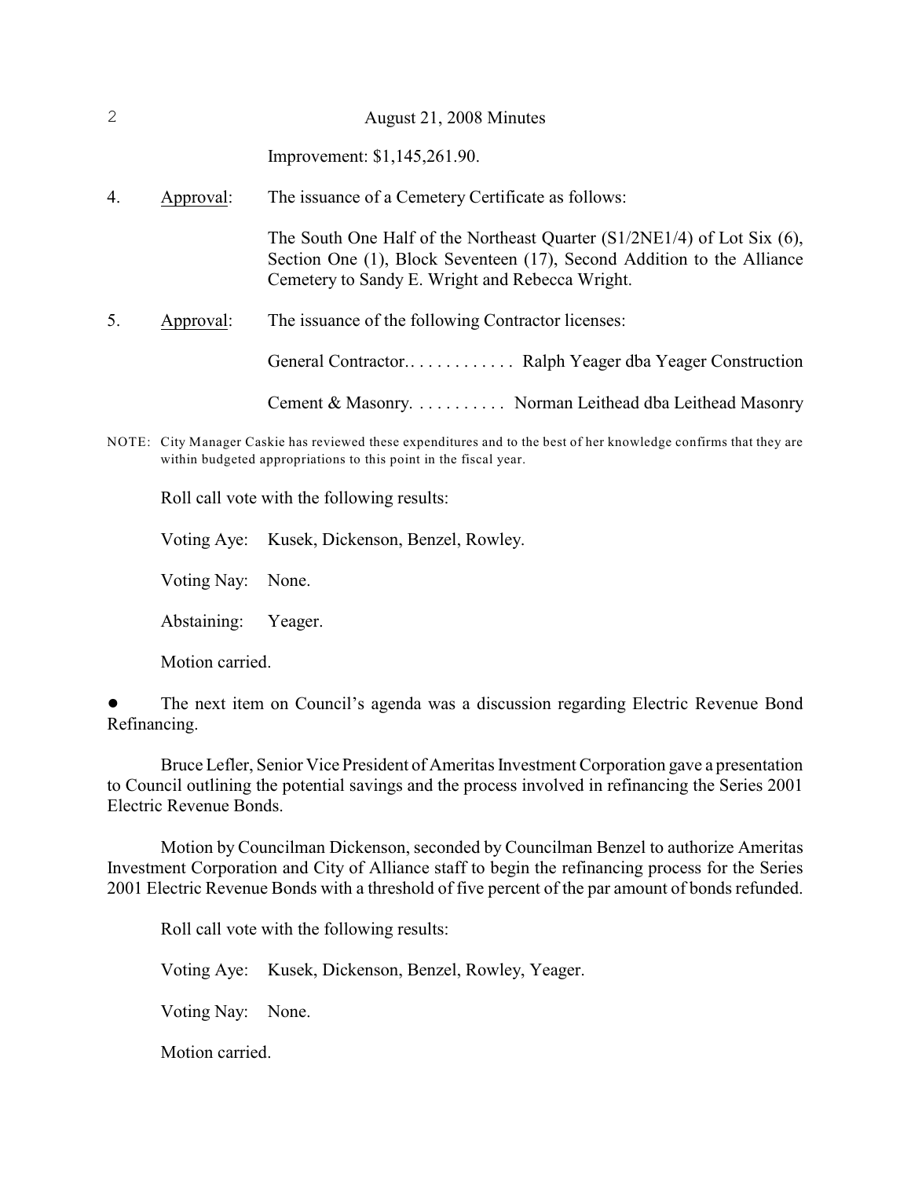Improvement: $1,145,261.90.

4. Approval: The issuance of a Cemetery Certificate as follows:

   The South One Half of the Northeast Quarter (S1/2NE1/4) of Lot Six (6), Section One (1), Block Seventeen (17), Second Addition to the Alliance Cemetery to Sandy E. Wright and Rebecca Wright.

5. Approval: The issuance of the following Contractor licenses:

   General Contractor.. . . . . . . . . . . . Ralph Yeager dba Yeager Construction

   Cement & Masonry. . . . . . . . . . . Norman Leithead dba Leithead Masonry

NOTE: City Manager Caskie has reviewed these expenditures and to the best of her knowledge confirms that they are within budgeted appropriations to this point in the fiscal year.

Roll call vote with the following results:

Voting Aye: Kusek, Dickenson, Benzel, Rowley.

Voting Nay: None.

Abstaining: Yeager.

Motion carried.

- The next item on Council's agenda was a discussion regarding Electric Revenue Bond Refinancing.

Bruce Lefler, Senior Vice President of Ameritas Investment Corporation gave a presentation to Council outlining the potential savings and the process involved in refinancing the Series 2001 Electric Revenue Bonds.

Motion by Councilman Dickenson, seconded by Councilman Benzel to authorize Ameritas Investment Corporation and City of Alliance staff to begin the refinancing process for the Series 2001 Electric Revenue Bonds with a threshold of five percent of the par amount of bonds refunded.

Roll call vote with the following results:

Voting Aye: Kusek, Dickenson, Benzel, Rowley, Yeager.

Voting Nay: None.

Motion carried.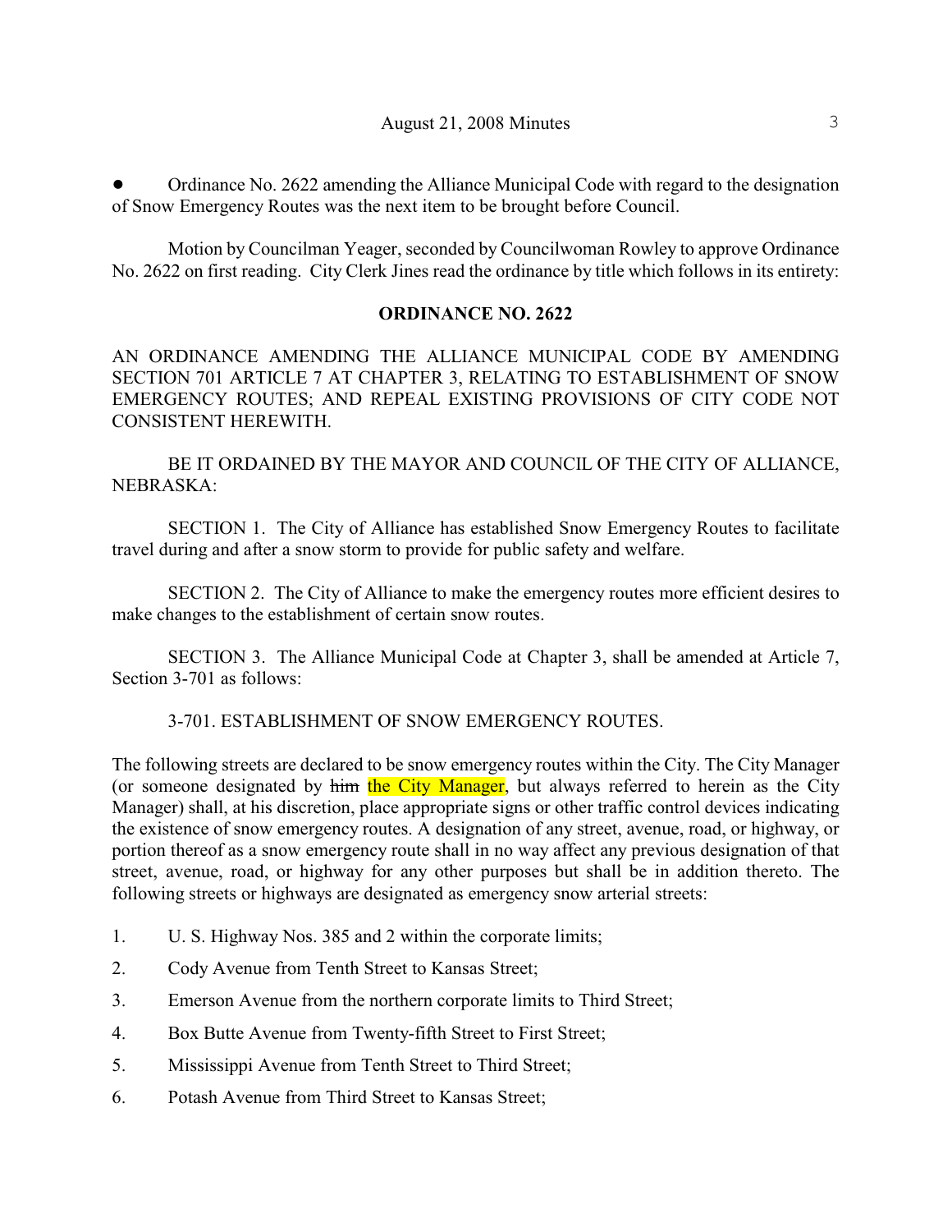- Ordinance No. 2622 amending the Alliance Municipal Code with regard to the designation of Snow Emergency Routes was the next item to be brought before Council.

Motion by Councilman Yeager, seconded by Councilwoman Rowley to approve Ordinance No. 2622 on first reading. City Clerk Jines read the ordinance by title which follows in its entirety:

**ORDINANCE NO. 2622**

AN ORDINANCE AMENDING THE ALLIANCE MUNICIPAL CODE BY AMENDING SECTION 701 ARTICLE 7 AT CHAPTER 3, RELATING TO ESTABLISHMENT OF SNOW EMERGENCY ROUTES; AND REPEAL EXISTING PROVISIONS OF CITY CODE NOT CONSISTENT HEREWITH.

BE IT ORDAINED BY THE MAYOR AND COUNCIL OF THE CITY OF ALLIANCE, NEBRASKA:

SECTION 1. The City of Alliance has established Snow Emergency Routes to facilitate travel during and after a snow storm to provide for public safety and welfare.

SECTION 2. The City of Alliance to make the emergency routes more efficient desires to make changes to the establishment of certain snow routes.

SECTION 3. The Alliance Municipal Code at Chapter 3, shall be amended at Article 7, Section 3-701 as follows:

3-701. ESTABLISHMENT OF SNOW EMERGENCY ROUTES.

The following streets are declared to be snow emergency routes within the City. The City Manager (or someone designated by ~~him~~ the City Manager, but always referred to herein as the City Manager) shall, at his discretion, place appropriate signs or other traffic control devices indicating the existence of snow emergency routes. A designation of any street, avenue, road, or highway, or portion thereof as a snow emergency route shall in no way affect any previous designation of that street, avenue, road, or highway for any other purposes but shall be in addition thereto. The following streets or highways are designated as emergency snow arterial streets:

1. U. S. Highway Nos. 385 and 2 within the corporate limits;
2. Cody Avenue from Tenth Street to Kansas Street;
3. Emerson Avenue from the northern corporate limits to Third Street;
4. Box Butte Avenue from Twenty-fifth Street to First Street;
5. Mississippi Avenue from Tenth Street to Third Street;
6. Potash Avenue from Third Street to Kansas Street;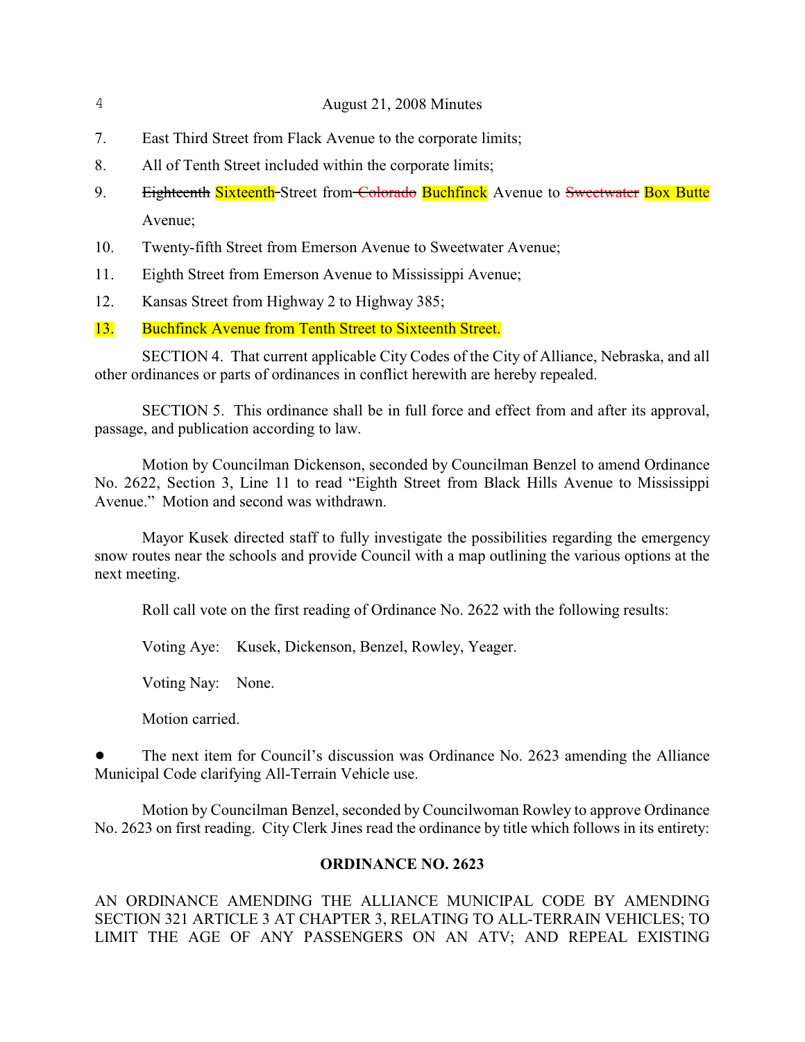7. East Third Street from Flack Avenue to the corporate limits;
8. All of Tenth Street included within the corporate limits;
9. ~~Eighteenth~~ Sixteenth Street from ~~Colorado~~ Buchfinck Avenue to ~~Sweetwater~~ Box Butte Avenue;
10. Twenty-fifth Street from Emerson Avenue to Sweetwater Avenue;
11. Eighth Street from Emerson Avenue to Mississippi Avenue;
12. Kansas Street from Highway 2 to Highway 385;
13. Buchfinck Avenue from Tenth Street to Sixteenth Street.

SECTION 4. That current applicable City Codes of the City of Alliance, Nebraska, and all other ordinances or parts of ordinances in conflict herewith are hereby repealed.

SECTION 5. This ordinance shall be in full force and effect from and after its approval, passage, and publication according to law.

Motion by Councilman Dickenson, seconded by Councilman Benzel to amend Ordinance No. 2622, Section 3, Line 11 to read "Eighth Street from Black Hills Avenue to Mississippi Avenue." Motion and second was withdrawn.

Mayor Kusek directed staff to fully investigate the possibilities regarding the emergency snow routes near the schools and provide Council with a map outlining the various options at the next meeting.

Roll call vote on the first reading of Ordinance No. 2622 with the following results:

Voting Aye: Kusek, Dickenson, Benzel, Rowley, Yeager.

Voting Nay: None.

Motion carried.

- The next item for Council's discussion was Ordinance No. 2623 amending the Alliance Municipal Code clarifying All-Terrain Vehicle use.

Motion by Councilman Benzel, seconded by Councilwoman Rowley to approve Ordinance No. 2623 on first reading. City Clerk Jines read the ordinance by title which follows in its entirety:

**ORDINANCE NO. 2623**

AN ORDINANCE AMENDING THE ALLIANCE MUNICIPAL CODE BY AMENDING SECTION 321 ARTICLE 3 AT CHAPTER 3, RELATING TO ALL-TERRAIN VEHICLES; TO LIMIT THE AGE OF ANY PASSENGERS ON AN ATV; AND REPEAL EXISTING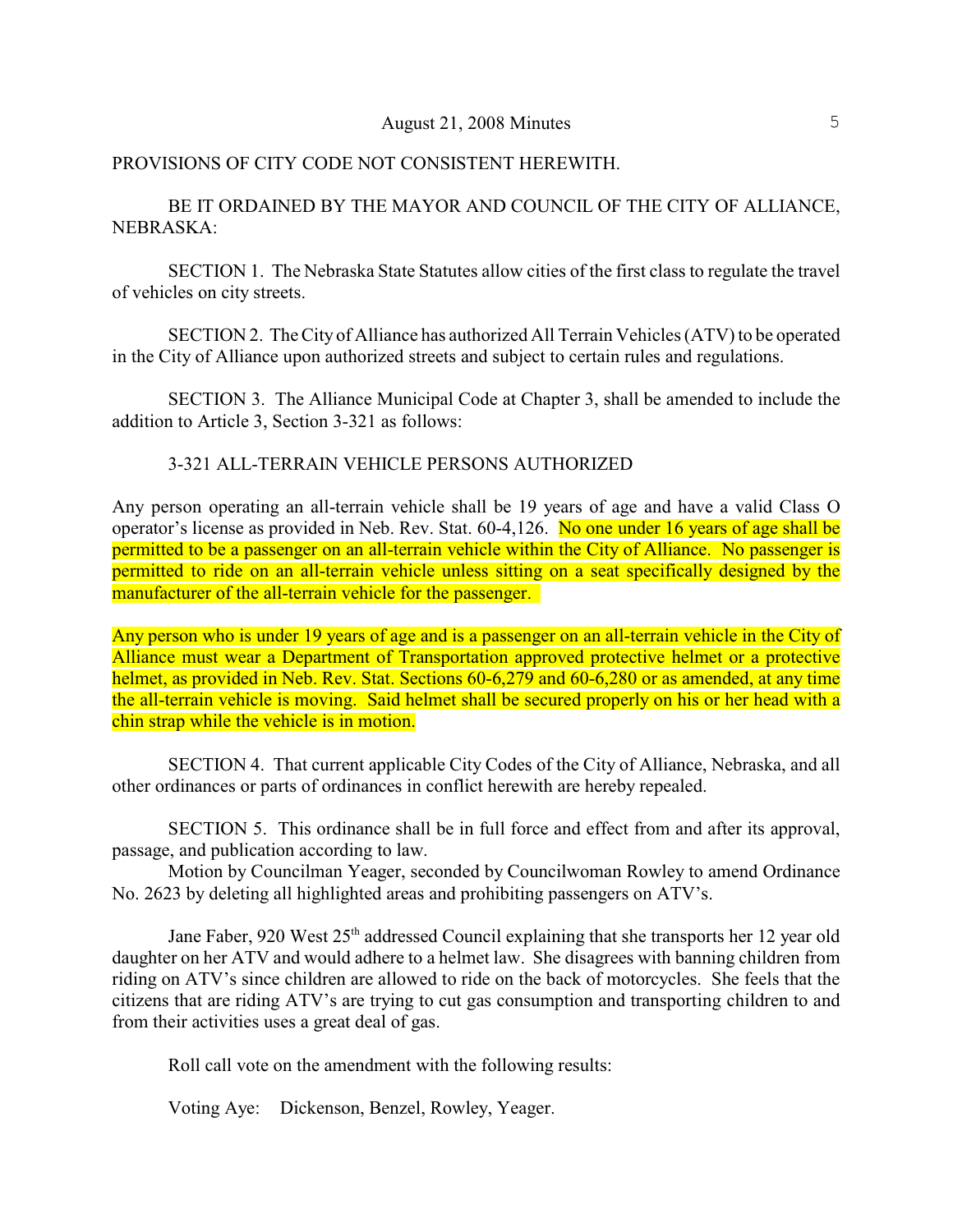PROVISIONS OF CITY CODE NOT CONSISTENT HEREWITH.

BE IT ORDAINED BY THE MAYOR AND COUNCIL OF THE CITY OF ALLIANCE, NEBRASKA:

SECTION 1. The Nebraska State Statutes allow cities of the first class to regulate the travel of vehicles on city streets.

SECTION 2. The City of Alliance has authorized All Terrain Vehicles (ATV) to be operated in the City of Alliance upon authorized streets and subject to certain rules and regulations.

SECTION 3. The Alliance Municipal Code at Chapter 3, shall be amended to include the addition to Article 3, Section 3-321 as follows:

3-321 ALL-TERRAIN VEHICLE PERSONS AUTHORIZED

Any person operating an all-terrain vehicle shall be 19 years of age and have a valid Class O operator's license as provided in Neb. Rev. Stat. 60-4,126. No one under 16 years of age shall be permitted to be a passenger on an all-terrain vehicle within the City of Alliance. No passenger is permitted to ride on an all-terrain vehicle unless sitting on a seat specifically designed by the manufacturer of the all-terrain vehicle for the passenger.

Any person who is under 19 years of age and is a passenger on an all-terrain vehicle in the City of Alliance must wear a Department of Transportation approved protective helmet or a protective helmet, as provided in Neb. Rev. Stat. Sections 60-6,279 and 60-6,280 or as amended, at any time the all-terrain vehicle is moving. Said helmet shall be secured properly on his or her head with a chin strap while the vehicle is in motion.

SECTION 4. That current applicable City Codes of the City of Alliance, Nebraska, and all other ordinances or parts of ordinances in conflict herewith are hereby repealed.

SECTION 5. This ordinance shall be in full force and effect from and after its approval, passage, and publication according to law.

Motion by Councilman Yeager, seconded by Councilwoman Rowley to amend Ordinance No. 2623 by deleting all highlighted areas and prohibiting passengers on ATV's.

Jane Faber, 920 West 25th addressed Council explaining that she transports her 12 year old daughter on her ATV and would adhere to a helmet law. She disagrees with banning children from riding on ATV's since children are allowed to ride on the back of motorcycles. She feels that the citizens that are riding ATV's are trying to cut gas consumption and transporting children to and from their activities uses a great deal of gas.

Roll call vote on the amendment with the following results:

Voting Aye: Dickenson, Benzel, Rowley, Yeager.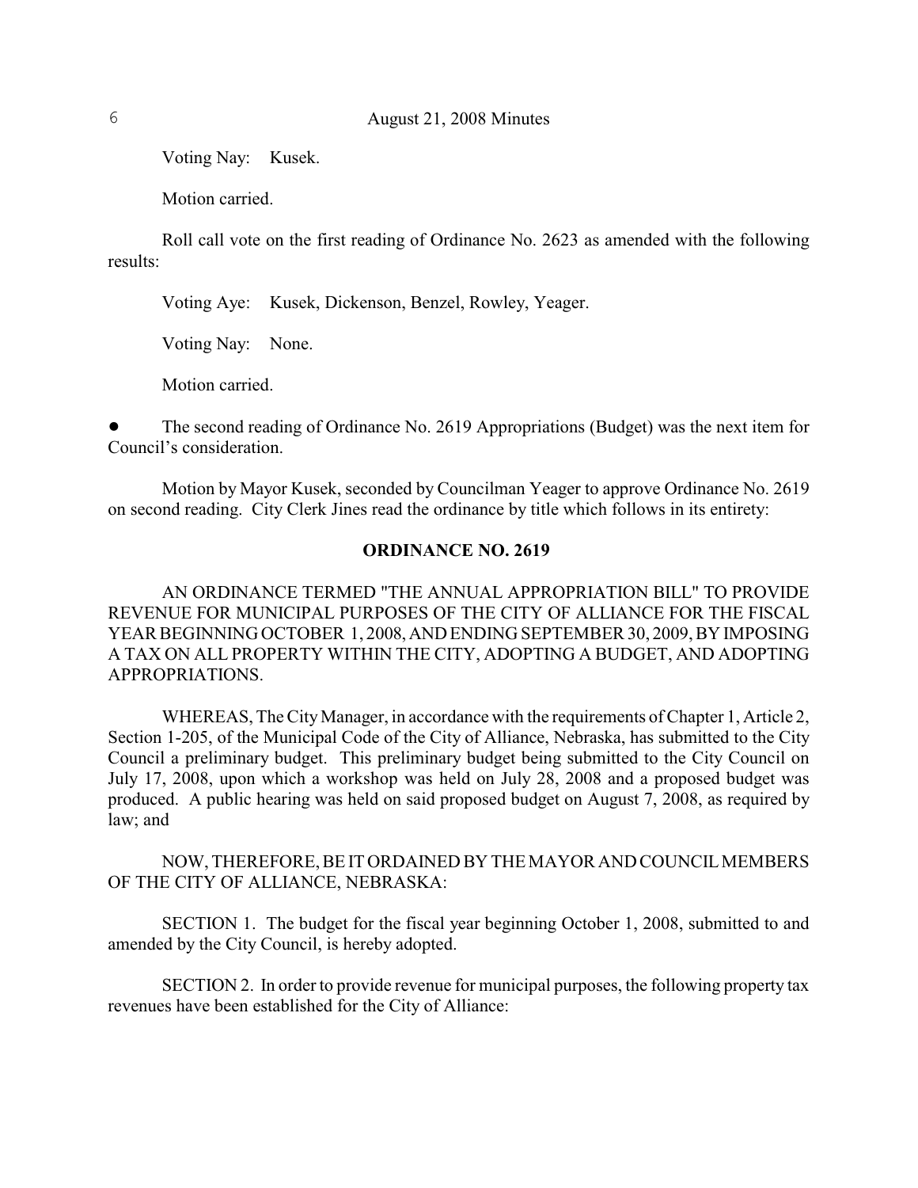Voting Nay: Kusek.

Motion carried.

Roll call vote on the first reading of Ordinance No. 2623 as amended with the following results:

Voting Aye: Kusek, Dickenson, Benzel, Rowley, Yeager.

Voting Nay: None.

Motion carried.

- The second reading of Ordinance No. 2619 Appropriations (Budget) was the next item for Council's consideration.

Motion by Mayor Kusek, seconded by Councilman Yeager to approve Ordinance No. 2619 on second reading. City Clerk Jines read the ordinance by title which follows in its entirety:

**ORDINANCE NO. 2619**

AN ORDINANCE TERMED "THE ANNUAL APPROPRIATION BILL" TO PROVIDE REVENUE FOR MUNICIPAL PURPOSES OF THE CITY OF ALLIANCE FOR THE FISCAL YEAR BEGINNING OCTOBER 1, 2008, AND ENDING SEPTEMBER 30, 2009, BY IMPOSING A TAX ON ALL PROPERTY WITHIN THE CITY, ADOPTING A BUDGET, AND ADOPTING APPROPRIATIONS.

WHEREAS, The City Manager, in accordance with the requirements of Chapter 1, Article 2, Section 1-205, of the Municipal Code of the City of Alliance, Nebraska, has submitted to the City Council a preliminary budget. This preliminary budget being submitted to the City Council on July 17, 2008, upon which a workshop was held on July 28, 2008 and a proposed budget was produced. A public hearing was held on said proposed budget on August 7, 2008, as required by law; and

NOW, THEREFORE, BE IT ORDAINED BY THE MAYOR AND COUNCIL MEMBERS OF THE CITY OF ALLIANCE, NEBRASKA:

SECTION 1. The budget for the fiscal year beginning October 1, 2008, submitted to and amended by the City Council, is hereby adopted.

SECTION 2. In order to provide revenue for municipal purposes, the following property tax revenues have been established for the City of Alliance: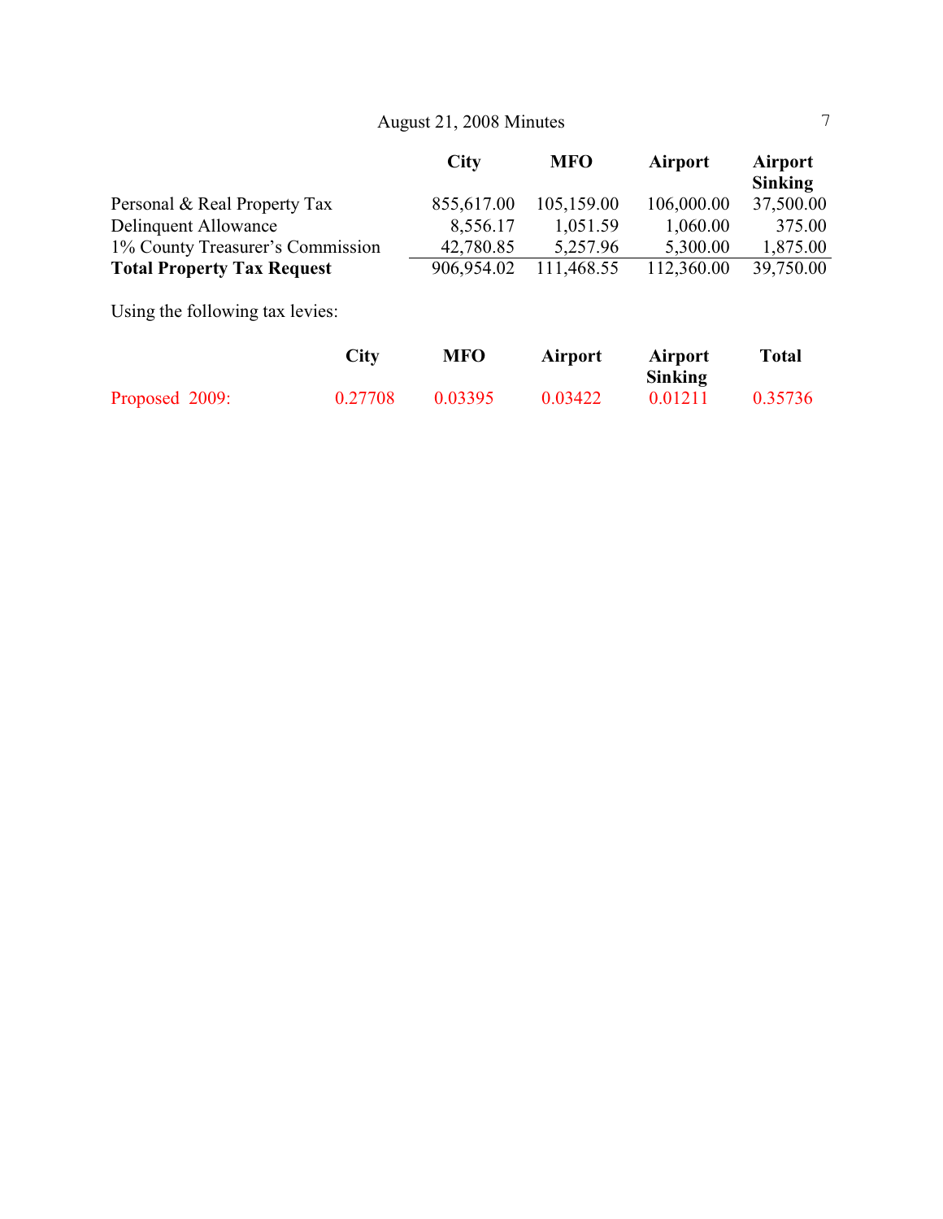| | City | MFO | Airport | Airport Sinking |
|---|---|---|---|---|
| Personal & Real Property Tax | 855,617.00 | 105,159.00 | 106,000.00 | 37,500.00 |
| Delinquent Allowance | 8,556.17 | 1,051.59 | 1,060.00 | 375.00 |
| 1% County Treasurer's Commission | 42,780.85 | 5,257.96 | 5,300.00 | 1,875.00 |
| **Total Property Tax Request** | 906,954.02 | 111,468.55 | 112,360.00 | 39,750.00 |

Using the following tax levies:

| | City | MFO | Airport | Airport Sinking | Total |
|---|---|---|---|---|---|
| Proposed 2009: | 0.27708 | 0.03395 | 0.03422 | 0.01211 | 0.35736 |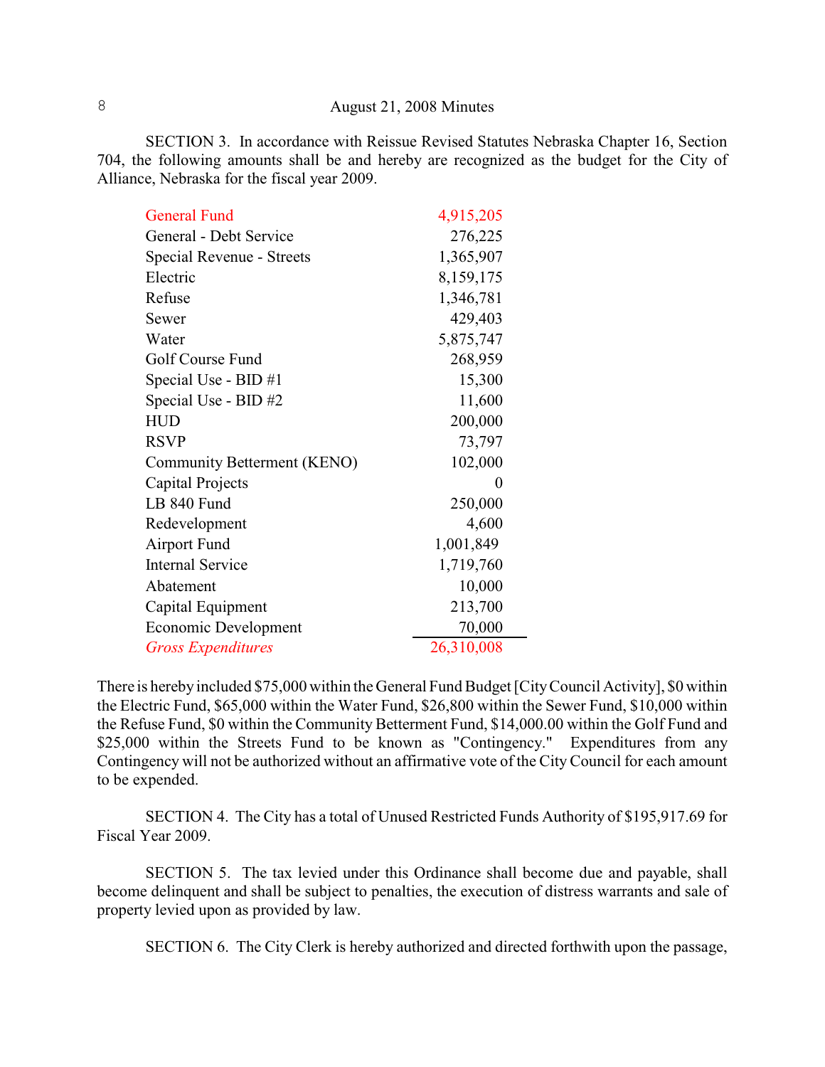SECTION 3. In accordance with Reissue Revised Statutes Nebraska Chapter 16, Section 704, the following amounts shall be and hereby are recognized as the budget for the City of Alliance, Nebraska for the fiscal year 2009.

| | |
|---|---:|
| General Fund | 4,915,205 |
| General - Debt Service | 276,225 |
| Special Revenue - Streets | 1,365,907 |
| Electric | 8,159,175 |
| Refuse | 1,346,781 |
| Sewer | 429,403 |
| Water | 5,875,747 |
| Golf Course Fund | 268,959 |
| Special Use - BID #1 | 15,300 |
| Special Use - BID #2 | 11,600 |
| HUD | 200,000 |
| RSVP | 73,797 |
| Community Betterment (KENO) | 102,000 |
| Capital Projects | 0 |
| LB 840 Fund | 250,000 |
| Redevelopment | 4,600 |
| Airport Fund | 1,001,849 |
| Internal Service | 1,719,760 |
| Abatement | 10,000 |
| Capital Equipment | 213,700 |
| Economic Development | 70,000 |
| *Gross Expenditures* | 26,310,008 |

There is hereby included $75,000 within the General Fund Budget [City Council Activity], $0 within the Electric Fund, $65,000 within the Water Fund, $26,800 within the Sewer Fund, $10,000 within the Refuse Fund, $0 within the Community Betterment Fund, $14,000.00 within the Golf Fund and $25,000 within the Streets Fund to be known as "Contingency." Expenditures from any Contingency will not be authorized without an affirmative vote of the City Council for each amount to be expended.

SECTION 4. The City has a total of Unused Restricted Funds Authority of $195,917.69 for Fiscal Year 2009.

SECTION 5. The tax levied under this Ordinance shall become due and payable, shall become delinquent and shall be subject to penalties, the execution of distress warrants and sale of property levied upon as provided by law.

SECTION 6. The City Clerk is hereby authorized and directed forthwith upon the passage,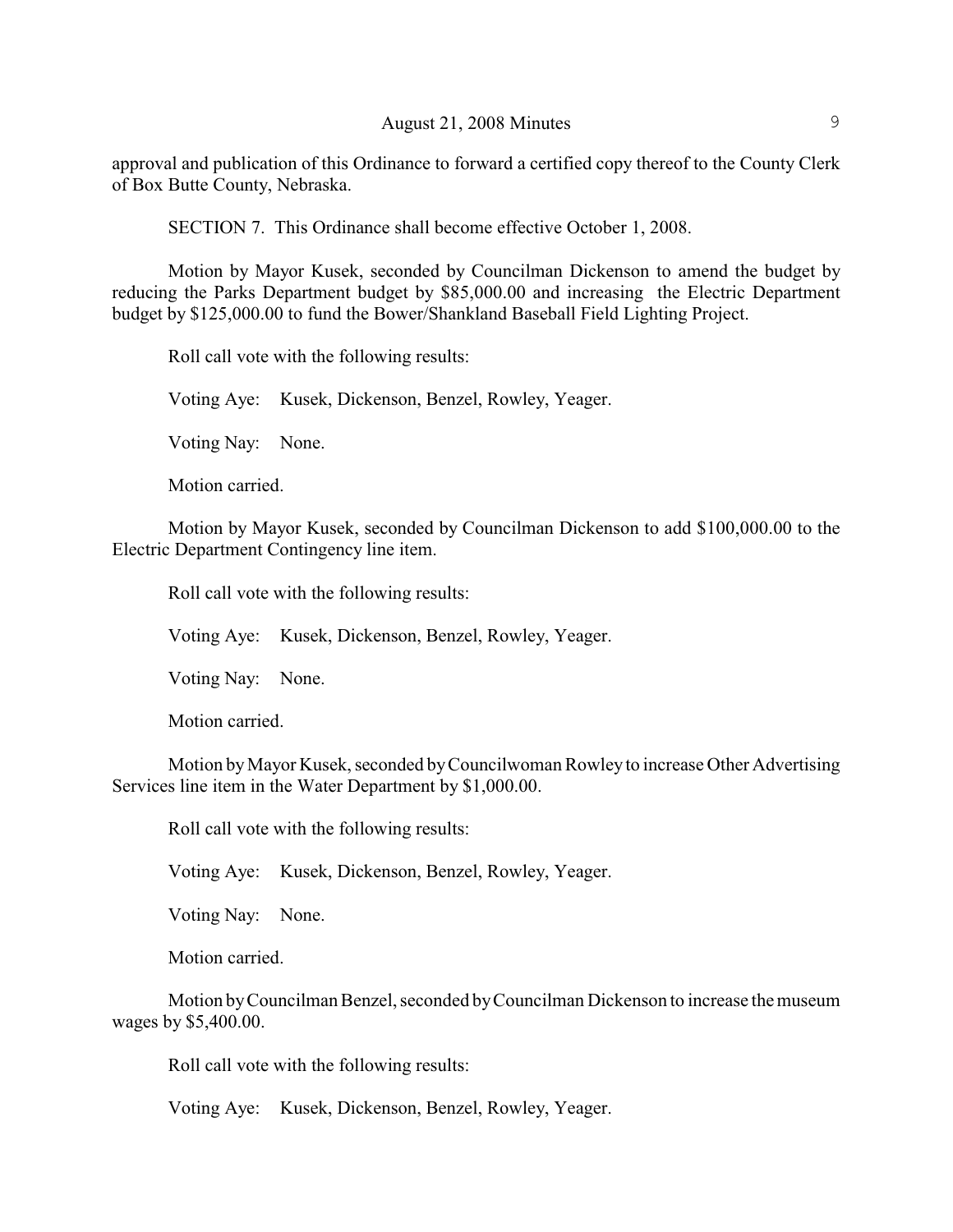approval and publication of this Ordinance to forward a certified copy thereof to the County Clerk of Box Butte County, Nebraska.

SECTION 7. This Ordinance shall become effective October 1, 2008.

Motion by Mayor Kusek, seconded by Councilman Dickenson to amend the budget by reducing the Parks Department budget by $85,000.00 and increasing the Electric Department budget by $125,000.00 to fund the Bower/Shankland Baseball Field Lighting Project.

Roll call vote with the following results:

Voting Aye: Kusek, Dickenson, Benzel, Rowley, Yeager.

Voting Nay: None.

Motion carried.

Motion by Mayor Kusek, seconded by Councilman Dickenson to add $100,000.00 to the Electric Department Contingency line item.

Roll call vote with the following results:

Voting Aye: Kusek, Dickenson, Benzel, Rowley, Yeager.

Voting Nay: None.

Motion carried.

Motion by Mayor Kusek, seconded by Councilwoman Rowley to increase Other Advertising Services line item in the Water Department by $1,000.00.

Roll call vote with the following results:

Voting Aye: Kusek, Dickenson, Benzel, Rowley, Yeager.

Voting Nay: None.

Motion carried.

Motion by Councilman Benzel, seconded by Councilman Dickenson to increase the museum wages by $5,400.00.

Roll call vote with the following results:

Voting Aye: Kusek, Dickenson, Benzel, Rowley, Yeager.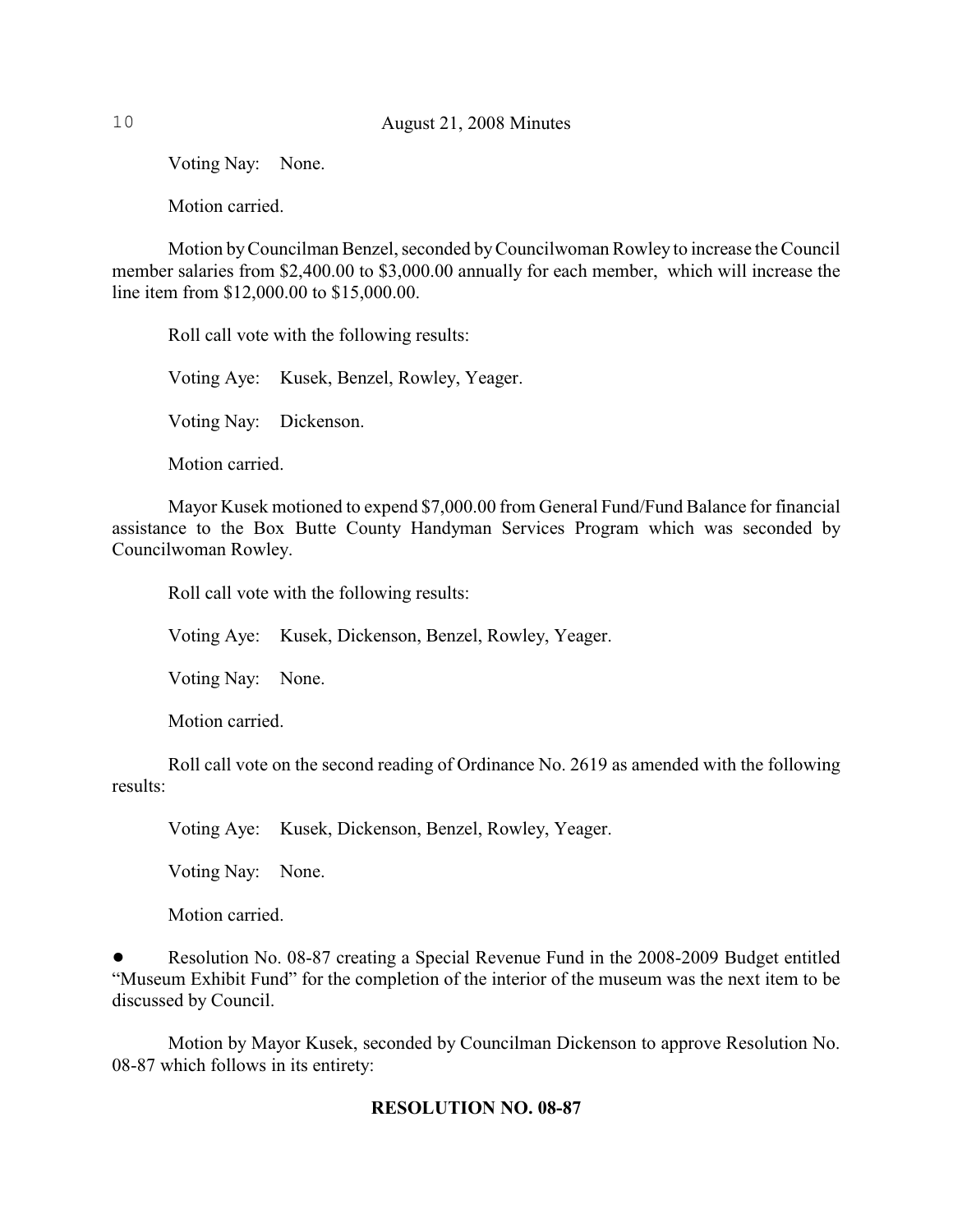Voting Nay: None.

Motion carried.

Motion by Councilman Benzel, seconded by Councilwoman Rowley to increase the Council member salaries from $2,400.00 to $3,000.00 annually for each member, which will increase the line item from $12,000.00 to $15,000.00.

Roll call vote with the following results:

Voting Aye: Kusek, Benzel, Rowley, Yeager.

Voting Nay: Dickenson.

Motion carried.

Mayor Kusek motioned to expend $7,000.00 from General Fund/Fund Balance for financial assistance to the Box Butte County Handyman Services Program which was seconded by Councilwoman Rowley.

Roll call vote with the following results:

Voting Aye: Kusek, Dickenson, Benzel, Rowley, Yeager.

Voting Nay: None.

Motion carried.

Roll call vote on the second reading of Ordinance No. 2619 as amended with the following results:

Voting Aye: Kusek, Dickenson, Benzel, Rowley, Yeager.

Voting Nay: None.

Motion carried.

- Resolution No. 08-87 creating a Special Revenue Fund in the 2008-2009 Budget entitled "Museum Exhibit Fund" for the completion of the interior of the museum was the next item to be discussed by Council.

Motion by Mayor Kusek, seconded by Councilman Dickenson to approve Resolution No. 08-87 which follows in its entirety:

**RESOLUTION NO. 08-87**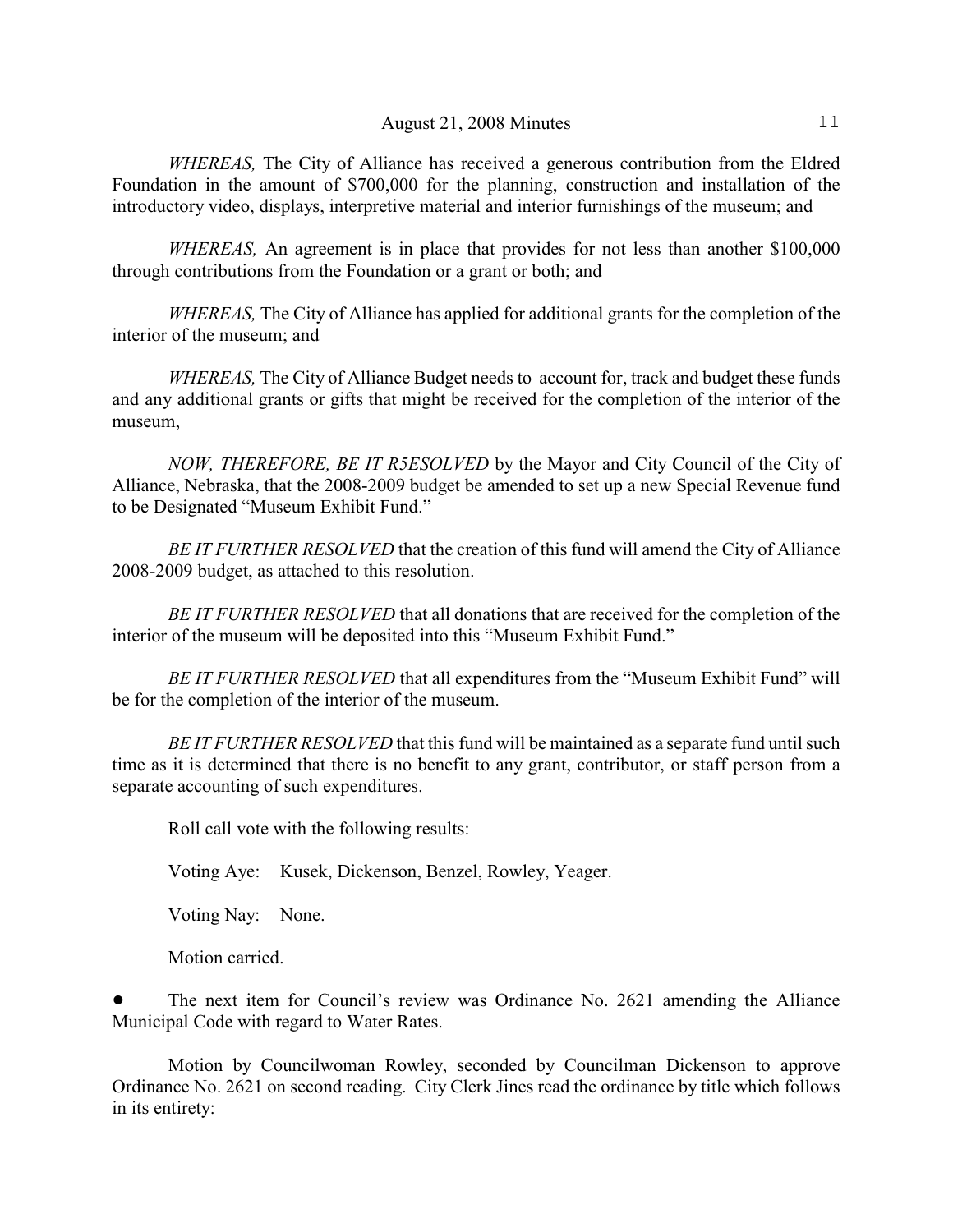*WHEREAS,* The City of Alliance has received a generous contribution from the Eldred Foundation in the amount of $700,000 for the planning, construction and installation of the introductory video, displays, interpretive material and interior furnishings of the museum; and

*WHEREAS,* An agreement is in place that provides for not less than another $100,000 through contributions from the Foundation or a grant or both; and

*WHEREAS,* The City of Alliance has applied for additional grants for the completion of the interior of the museum; and

*WHEREAS,* The City of Alliance Budget needs to account for, track and budget these funds and any additional grants or gifts that might be received for the completion of the interior of the museum,

*NOW, THEREFORE, BE IT R5ESOLVED* by the Mayor and City Council of the City of Alliance, Nebraska, that the 2008-2009 budget be amended to set up a new Special Revenue fund to be Designated "Museum Exhibit Fund."

*BE IT FURTHER RESOLVED* that the creation of this fund will amend the City of Alliance 2008-2009 budget, as attached to this resolution.

*BE IT FURTHER RESOLVED* that all donations that are received for the completion of the interior of the museum will be deposited into this "Museum Exhibit Fund."

*BE IT FURTHER RESOLVED* that all expenditures from the "Museum Exhibit Fund" will be for the completion of the interior of the museum.

*BE IT FURTHER RESOLVED* that this fund will be maintained as a separate fund until such time as it is determined that there is no benefit to any grant, contributor, or staff person from a separate accounting of such expenditures.

Roll call vote with the following results:

Voting Aye: Kusek, Dickenson, Benzel, Rowley, Yeager.

Voting Nay: None.

Motion carried.

- The next item for Council's review was Ordinance No. 2621 amending the Alliance Municipal Code with regard to Water Rates.

Motion by Councilwoman Rowley, seconded by Councilman Dickenson to approve Ordinance No. 2621 on second reading. City Clerk Jines read the ordinance by title which follows in its entirety: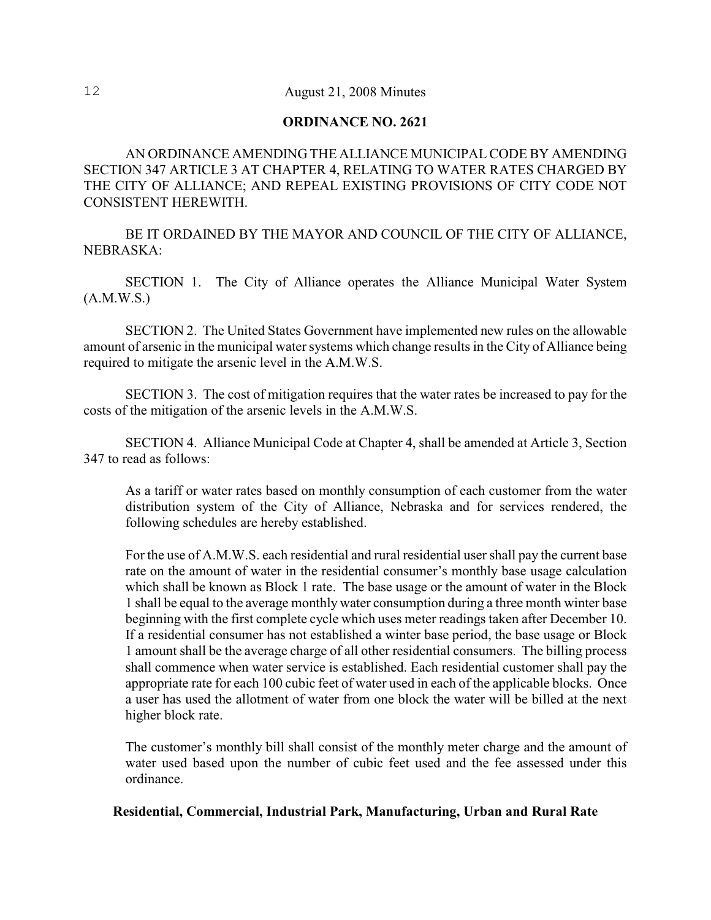## ORDINANCE NO. 2621

AN ORDINANCE AMENDING THE ALLIANCE MUNICIPAL CODE BY AMENDING SECTION 347 ARTICLE 3 AT CHAPTER 4, RELATING TO WATER RATES CHARGED BY THE CITY OF ALLIANCE; AND REPEAL EXISTING PROVISIONS OF CITY CODE NOT CONSISTENT HEREWITH.

BE IT ORDAINED BY THE MAYOR AND COUNCIL OF THE CITY OF ALLIANCE, NEBRASKA:

SECTION 1. The City of Alliance operates the Alliance Municipal Water System (A.M.W.S.)

SECTION 2. The United States Government have implemented new rules on the allowable amount of arsenic in the municipal water systems which change results in the City of Alliance being required to mitigate the arsenic level in the A.M.W.S.

SECTION 3. The cost of mitigation requires that the water rates be increased to pay for the costs of the mitigation of the arsenic levels in the A.M.W.S.

SECTION 4. Alliance Municipal Code at Chapter 4, shall be amended at Article 3, Section 347 to read as follows:

> As a tariff or water rates based on monthly consumption of each customer from the water distribution system of the City of Alliance, Nebraska and for services rendered, the following schedules are hereby established.
>
> For the use of A.M.W.S. each residential and rural residential user shall pay the current base rate on the amount of water in the residential consumer's monthly base usage calculation which shall be known as Block 1 rate. The base usage or the amount of water in the Block 1 shall be equal to the average monthly water consumption during a three month winter base beginning with the first complete cycle which uses meter readings taken after December 10. If a residential consumer has not established a winter base period, the base usage or Block 1 amount shall be the average charge of all other residential consumers. The billing process shall commence when water service is established. Each residential customer shall pay the appropriate rate for each 100 cubic feet of water used in each of the applicable blocks. Once a user has used the allotment of water from one block the water will be billed at the next higher block rate.
>
> The customer's monthly bill shall consist of the monthly meter charge and the amount of water used based upon the number of cubic feet used and the fee assessed under this ordinance.

**Residential, Commercial, Industrial Park, Manufacturing, Urban and Rural Rate**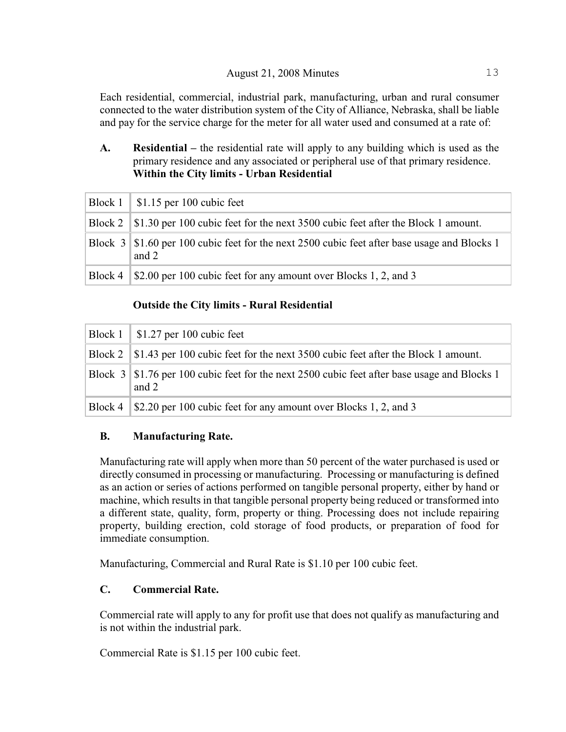Each residential, commercial, industrial park, manufacturing, urban and rural consumer connected to the water distribution system of the City of Alliance, Nebraska, shall be liable and pay for the service charge for the meter for all water used and consumed at a rate of:

**A. Residential –** the residential rate will apply to any building which is used as the primary residence and any associated or peripheral use of that primary residence.
**Within the City limits - Urban Residential**

| | |
|---|---|
| Block 1 | $1.15 per 100 cubic feet |
| Block 2 | $1.30 per 100 cubic feet for the next 3500 cubic feet after the Block 1 amount. |
| Block 3 | $1.60 per 100 cubic feet for the next 2500 cubic feet after base usage and Blocks 1 and 2 |
| Block 4 | $2.00 per 100 cubic feet for any amount over Blocks 1, 2, and 3 |

**Outside the City limits - Rural Residential**

| | |
|---|---|
| Block 1 | $1.27 per 100 cubic feet |
| Block 2 | $1.43 per 100 cubic feet for the next 3500 cubic feet after the Block 1 amount. |
| Block 3 | $1.76 per 100 cubic feet for the next 2500 cubic feet after base usage and Blocks 1 and 2 |
| Block 4 | $2.20 per 100 cubic feet for any amount over Blocks 1, 2, and 3 |

**B. Manufacturing Rate.**

Manufacturing rate will apply when more than 50 percent of the water purchased is used or directly consumed in processing or manufacturing. Processing or manufacturing is defined as an action or series of actions performed on tangible personal property, either by hand or machine, which results in that tangible personal property being reduced or transformed into a different state, quality, form, property or thing. Processing does not include repairing property, building erection, cold storage of food products, or preparation of food for immediate consumption.

Manufacturing, Commercial and Rural Rate is $1.10 per 100 cubic feet.

**C. Commercial Rate.**

Commercial rate will apply to any for profit use that does not qualify as manufacturing and is not within the industrial park.

Commercial Rate is $1.15 per 100 cubic feet.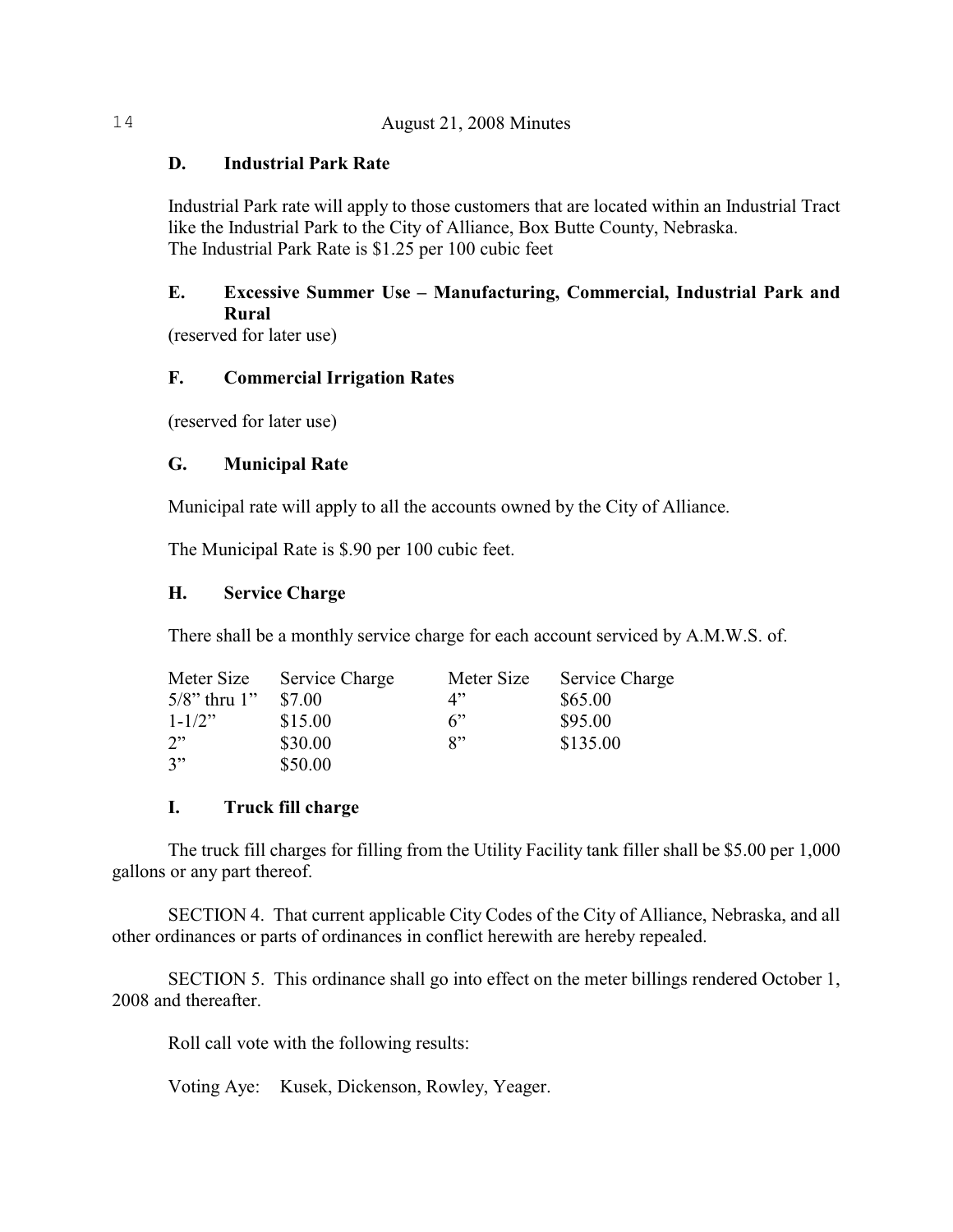**D. Industrial Park Rate**

Industrial Park rate will apply to those customers that are located within an Industrial Tract like the Industrial Park to the City of Alliance, Box Butte County, Nebraska.
The Industrial Park Rate is $1.25 per 100 cubic feet

**E. Excessive Summer Use – Manufacturing, Commercial, Industrial Park and Rural**

(reserved for later use)

**F. Commercial Irrigation Rates**

(reserved for later use)

**G. Municipal Rate**

Municipal rate will apply to all the accounts owned by the City of Alliance.

The Municipal Rate is $.90 per 100 cubic feet.

**H. Service Charge**

There shall be a monthly service charge for each account serviced by A.M.W.S. of.

| Meter Size | Service Charge | Meter Size | Service Charge |
|---|---|---|---|
| 5/8" thru 1" | $7.00 | 4" | $65.00 |
| 1-1/2" | $15.00 | 6" | $95.00 |
| 2" | $30.00 | 8" | $135.00 |
| 3" | $50.00 | | |

**I. Truck fill charge**

The truck fill charges for filling from the Utility Facility tank filler shall be $5.00 per 1,000 gallons or any part thereof.

SECTION 4. That current applicable City Codes of the City of Alliance, Nebraska, and all other ordinances or parts of ordinances in conflict herewith are hereby repealed.

SECTION 5. This ordinance shall go into effect on the meter billings rendered October 1, 2008 and thereafter.

Roll call vote with the following results:

Voting Aye: Kusek, Dickenson, Rowley, Yeager.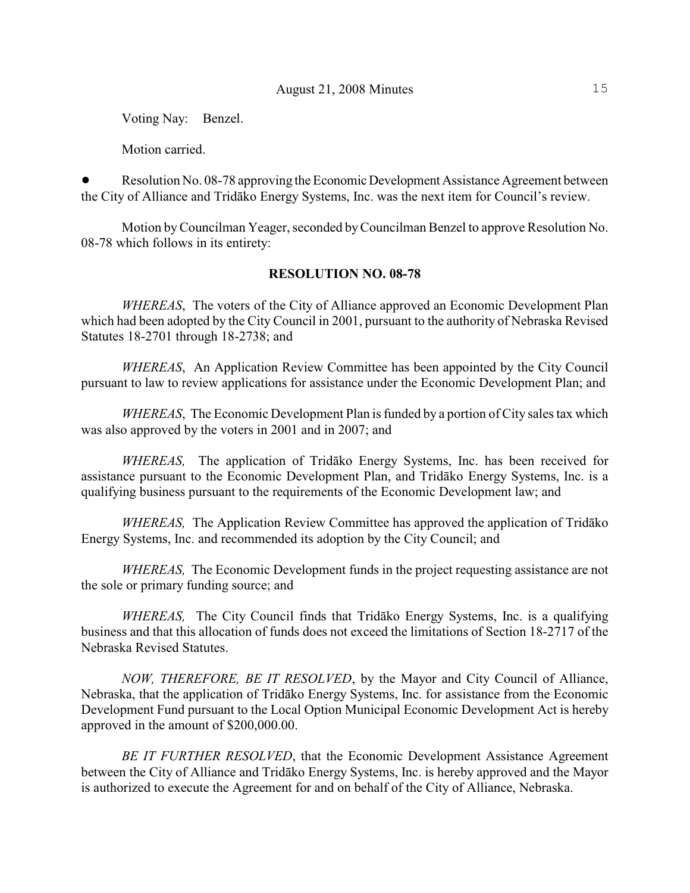Voting Nay: Benzel.

Motion carried.

- Resolution No. 08-78 approving the Economic Development Assistance Agreement between the City of Alliance and Tridāko Energy Systems, Inc. was the next item for Council's review.

Motion by Councilman Yeager, seconded by Councilman Benzel to approve Resolution No. 08-78 which follows in its entirety:

**RESOLUTION NO. 08-78**

*WHEREAS*, The voters of the City of Alliance approved an Economic Development Plan which had been adopted by the City Council in 2001, pursuant to the authority of Nebraska Revised Statutes 18-2701 through 18-2738; and

*WHEREAS*, An Application Review Committee has been appointed by the City Council pursuant to law to review applications for assistance under the Economic Development Plan; and

*WHEREAS*, The Economic Development Plan is funded by a portion of City sales tax which was also approved by the voters in 2001 and in 2007; and

*WHEREAS,* The application of Tridāko Energy Systems, Inc. has been received for assistance pursuant to the Economic Development Plan, and Tridāko Energy Systems, Inc. is a qualifying business pursuant to the requirements of the Economic Development law; and

*WHEREAS,* The Application Review Committee has approved the application of Tridāko Energy Systems, Inc. and recommended its adoption by the City Council; and

*WHEREAS,* The Economic Development funds in the project requesting assistance are not the sole or primary funding source; and

*WHEREAS,* The City Council finds that Tridāko Energy Systems, Inc. is a qualifying business and that this allocation of funds does not exceed the limitations of Section 18-2717 of the Nebraska Revised Statutes.

*NOW, THEREFORE, BE IT RESOLVED*, by the Mayor and City Council of Alliance, Nebraska, that the application of Tridāko Energy Systems, Inc. for assistance from the Economic Development Fund pursuant to the Local Option Municipal Economic Development Act is hereby approved in the amount of $200,000.00.

*BE IT FURTHER RESOLVED*, that the Economic Development Assistance Agreement between the City of Alliance and Tridāko Energy Systems, Inc. is hereby approved and the Mayor is authorized to execute the Agreement for and on behalf of the City of Alliance, Nebraska.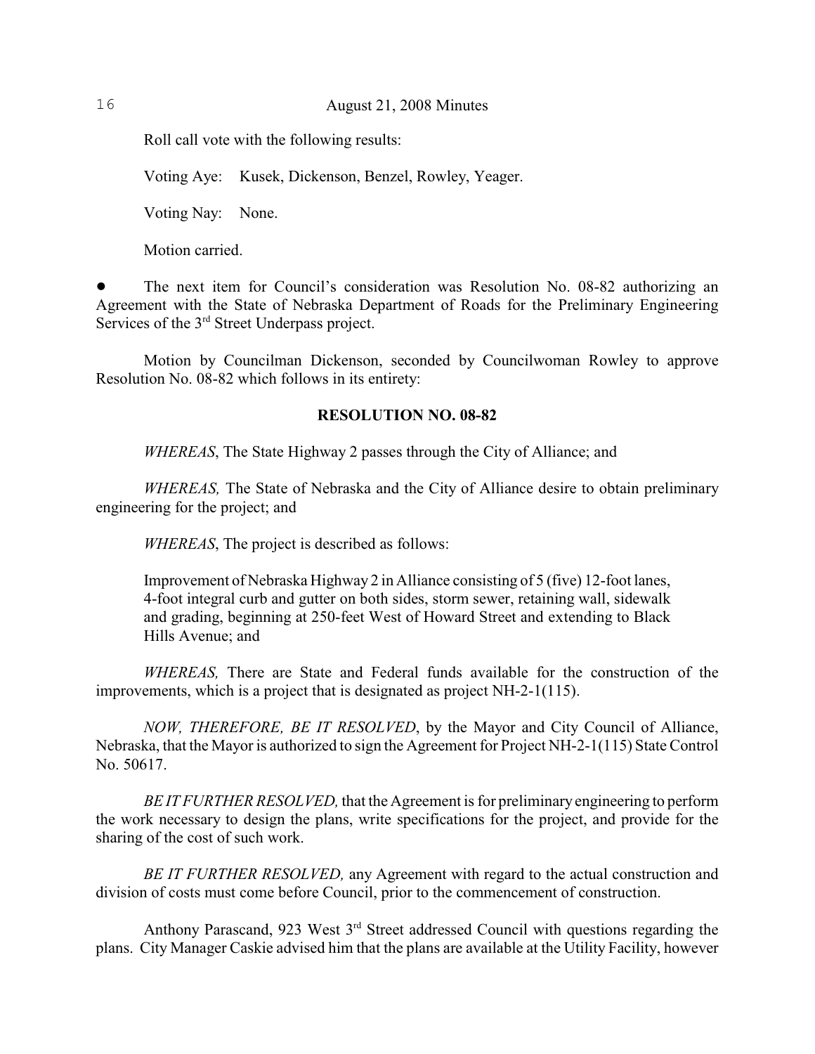Roll call vote with the following results:

Voting Aye: Kusek, Dickenson, Benzel, Rowley, Yeager.

Voting Nay: None.

Motion carried.

- The next item for Council's consideration was Resolution No. 08-82 authorizing an Agreement with the State of Nebraska Department of Roads for the Preliminary Engineering Services of the 3rd Street Underpass project.

Motion by Councilman Dickenson, seconded by Councilwoman Rowley to approve Resolution No. 08-82 which follows in its entirety:

**RESOLUTION NO. 08-82**

*WHEREAS*, The State Highway 2 passes through the City of Alliance; and

*WHEREAS,* The State of Nebraska and the City of Alliance desire to obtain preliminary engineering for the project; and

*WHEREAS*, The project is described as follows:

> Improvement of Nebraska Highway 2 in Alliance consisting of 5 (five) 12-foot lanes, 4-foot integral curb and gutter on both sides, storm sewer, retaining wall, sidewalk and grading, beginning at 250-feet West of Howard Street and extending to Black Hills Avenue; and

*WHEREAS,* There are State and Federal funds available for the construction of the improvements, which is a project that is designated as project NH-2-1(115).

*NOW, THEREFORE, BE IT RESOLVED*, by the Mayor and City Council of Alliance, Nebraska, that the Mayor is authorized to sign the Agreement for Project NH-2-1(115) State Control No. 50617.

*BE IT FURTHER RESOLVED,* that the Agreement is for preliminary engineering to perform the work necessary to design the plans, write specifications for the project, and provide for the sharing of the cost of such work.

*BE IT FURTHER RESOLVED,* any Agreement with regard to the actual construction and division of costs must come before Council, prior to the commencement of construction.

Anthony Parascand, 923 West 3rd Street addressed Council with questions regarding the plans. City Manager Caskie advised him that the plans are available at the Utility Facility, however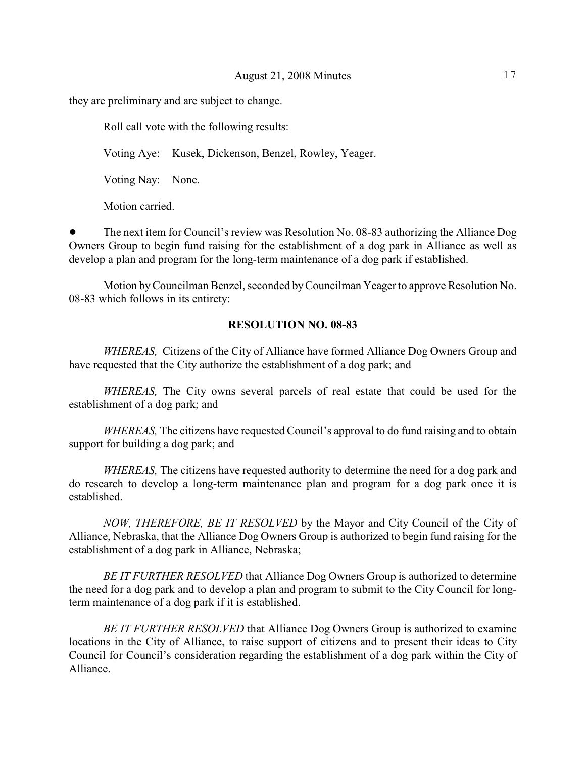they are preliminary and are subject to change.

Roll call vote with the following results:

Voting Aye: Kusek, Dickenson, Benzel, Rowley, Yeager.

Voting Nay: None.

Motion carried.

- The next item for Council's review was Resolution No. 08-83 authorizing the Alliance Dog Owners Group to begin fund raising for the establishment of a dog park in Alliance as well as develop a plan and program for the long-term maintenance of a dog park if established.

Motion by Councilman Benzel, seconded by Councilman Yeager to approve Resolution No. 08-83 which follows in its entirety:

**RESOLUTION NO. 08-83**

*WHEREAS,* Citizens of the City of Alliance have formed Alliance Dog Owners Group and have requested that the City authorize the establishment of a dog park; and

*WHEREAS,* The City owns several parcels of real estate that could be used for the establishment of a dog park; and

*WHEREAS,* The citizens have requested Council's approval to do fund raising and to obtain support for building a dog park; and

*WHEREAS,* The citizens have requested authority to determine the need for a dog park and do research to develop a long-term maintenance plan and program for a dog park once it is established.

*NOW, THEREFORE, BE IT RESOLVED* by the Mayor and City Council of the City of Alliance, Nebraska, that the Alliance Dog Owners Group is authorized to begin fund raising for the establishment of a dog park in Alliance, Nebraska;

*BE IT FURTHER RESOLVED* that Alliance Dog Owners Group is authorized to determine the need for a dog park and to develop a plan and program to submit to the City Council for long-term maintenance of a dog park if it is established.

*BE IT FURTHER RESOLVED* that Alliance Dog Owners Group is authorized to examine locations in the City of Alliance, to raise support of citizens and to present their ideas to City Council for Council's consideration regarding the establishment of a dog park within the City of Alliance.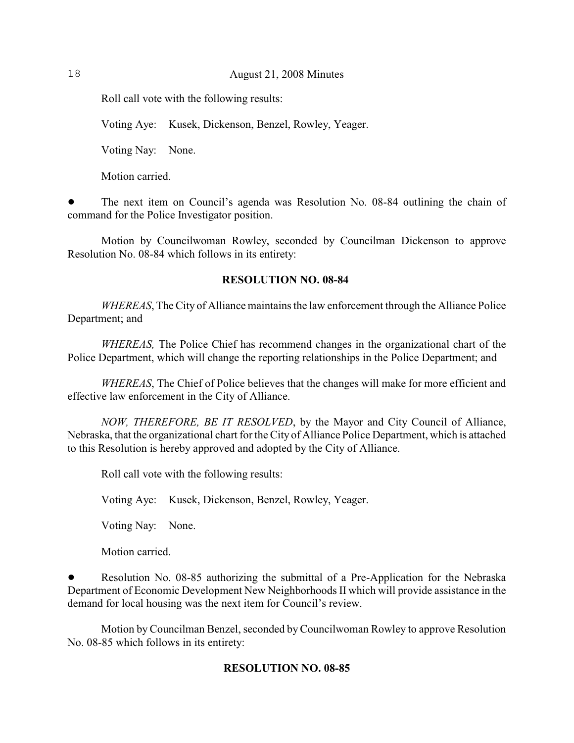Roll call vote with the following results:

Voting Aye: Kusek, Dickenson, Benzel, Rowley, Yeager.

Voting Nay: None.

Motion carried.

- The next item on Council's agenda was Resolution No. 08-84 outlining the chain of command for the Police Investigator position.

Motion by Councilwoman Rowley, seconded by Councilman Dickenson to approve Resolution No. 08-84 which follows in its entirety:

**RESOLUTION NO. 08-84**

*WHEREAS*, The City of Alliance maintains the law enforcement through the Alliance Police Department; and

*WHEREAS,* The Police Chief has recommend changes in the organizational chart of the Police Department, which will change the reporting relationships in the Police Department; and

*WHEREAS*, The Chief of Police believes that the changes will make for more efficient and effective law enforcement in the City of Alliance.

*NOW, THEREFORE, BE IT RESOLVED*, by the Mayor and City Council of Alliance, Nebraska, that the organizational chart for the City of Alliance Police Department, which is attached to this Resolution is hereby approved and adopted by the City of Alliance.

Roll call vote with the following results:

Voting Aye: Kusek, Dickenson, Benzel, Rowley, Yeager.

Voting Nay: None.

Motion carried.

- Resolution No. 08-85 authorizing the submittal of a Pre-Application for the Nebraska Department of Economic Development New Neighborhoods II which will provide assistance in the demand for local housing was the next item for Council's review.

Motion by Councilman Benzel, seconded by Councilwoman Rowley to approve Resolution No. 08-85 which follows in its entirety:

**RESOLUTION NO. 08-85**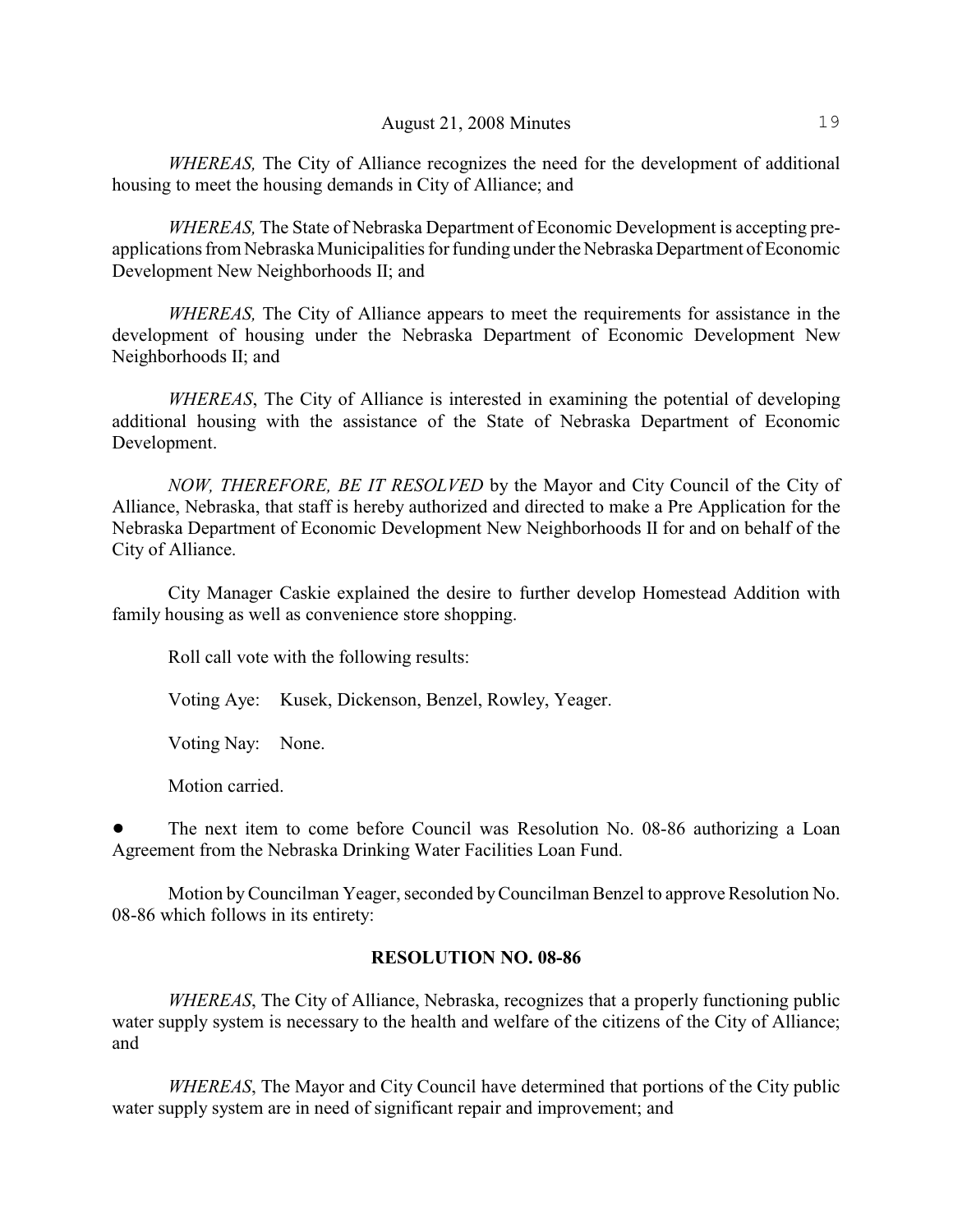*WHEREAS,* The City of Alliance recognizes the need for the development of additional housing to meet the housing demands in City of Alliance; and

*WHEREAS,* The State of Nebraska Department of Economic Development is accepting pre-applications from Nebraska Municipalities for funding under the Nebraska Department of Economic Development New Neighborhoods II; and

*WHEREAS,* The City of Alliance appears to meet the requirements for assistance in the development of housing under the Nebraska Department of Economic Development New Neighborhoods II; and

*WHEREAS*, The City of Alliance is interested in examining the potential of developing additional housing with the assistance of the State of Nebraska Department of Economic Development.

*NOW, THEREFORE, BE IT RESOLVED* by the Mayor and City Council of the City of Alliance, Nebraska, that staff is hereby authorized and directed to make a Pre Application for the Nebraska Department of Economic Development New Neighborhoods II for and on behalf of the City of Alliance.

City Manager Caskie explained the desire to further develop Homestead Addition with family housing as well as convenience store shopping.

Roll call vote with the following results:

Voting Aye: Kusek, Dickenson, Benzel, Rowley, Yeager.

Voting Nay: None.

Motion carried.

- The next item to come before Council was Resolution No. 08-86 authorizing a Loan Agreement from the Nebraska Drinking Water Facilities Loan Fund.

Motion by Councilman Yeager, seconded by Councilman Benzel to approve Resolution No. 08-86 which follows in its entirety:

**RESOLUTION NO. 08-86**

*WHEREAS*, The City of Alliance, Nebraska, recognizes that a properly functioning public water supply system is necessary to the health and welfare of the citizens of the City of Alliance; and

*WHEREAS*, The Mayor and City Council have determined that portions of the City public water supply system are in need of significant repair and improvement; and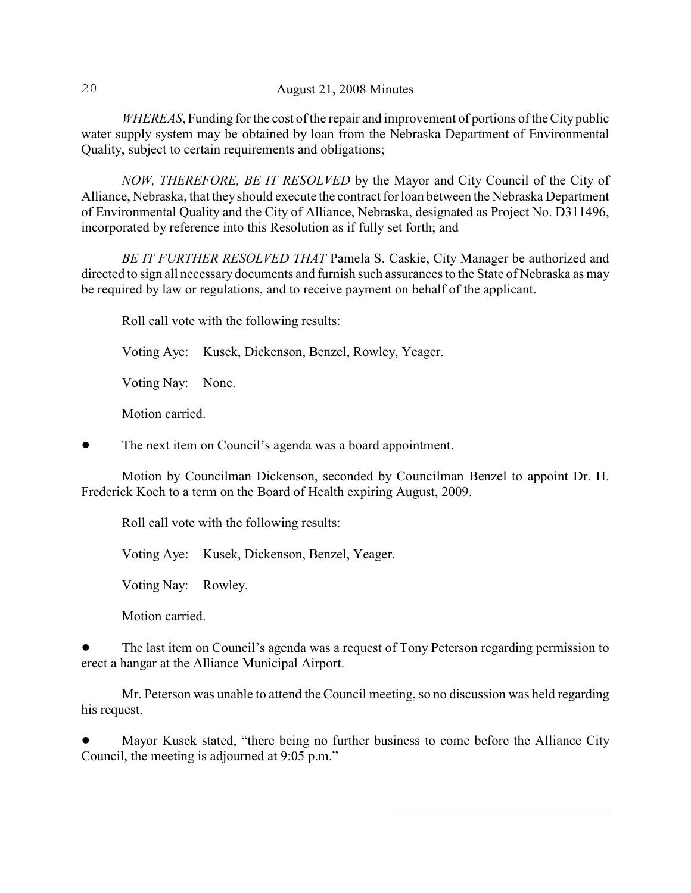*WHEREAS*, Funding for the cost of the repair and improvement of portions of the City public water supply system may be obtained by loan from the Nebraska Department of Environmental Quality, subject to certain requirements and obligations;

*NOW, THEREFORE, BE IT RESOLVED* by the Mayor and City Council of the City of Alliance, Nebraska, that they should execute the contract for loan between the Nebraska Department of Environmental Quality and the City of Alliance, Nebraska, designated as Project No. D311496, incorporated by reference into this Resolution as if fully set forth; and

*BE IT FURTHER RESOLVED THAT* Pamela S. Caskie, City Manager be authorized and directed to sign all necessary documents and furnish such assurances to the State of Nebraska as may be required by law or regulations, and to receive payment on behalf of the applicant.

Roll call vote with the following results:

Voting Aye: Kusek, Dickenson, Benzel, Rowley, Yeager.

Voting Nay: None.

Motion carried.

- The next item on Council's agenda was a board appointment.

Motion by Councilman Dickenson, seconded by Councilman Benzel to appoint Dr. H. Frederick Koch to a term on the Board of Health expiring August, 2009.

Roll call vote with the following results:

Voting Aye: Kusek, Dickenson, Benzel, Yeager.

Voting Nay: Rowley.

Motion carried.

- The last item on Council's agenda was a request of Tony Peterson regarding permission to erect a hangar at the Alliance Municipal Airport.

Mr. Peterson was unable to attend the Council meeting, so no discussion was held regarding his request.

- Mayor Kusek stated, "there being no further business to come before the Alliance City Council, the meeting is adjourned at 9:05 p.m."

\_\_\_\_\_\_\_\_\_\_\_\_\_\_\_\_\_\_\_\_\_\_\_\_\_\_\_\_\_\_\_\_\_\_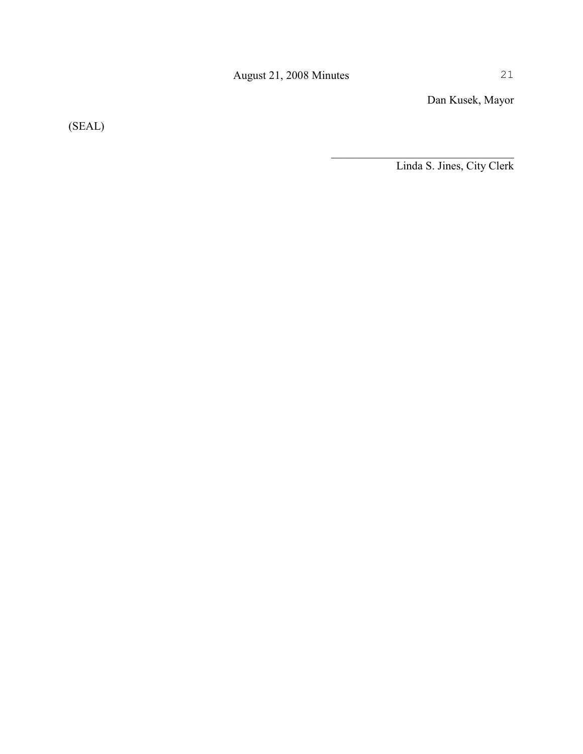Dan Kusek, Mayor

(SEAL)

\_\_\_\_\_\_\_\_\_\_\_\_\_\_\_\_\_\_\_\_\_\_\_\_\_\_\_\_\_\_\_\_\_\_\_\_

Linda S. Jines, City Clerk